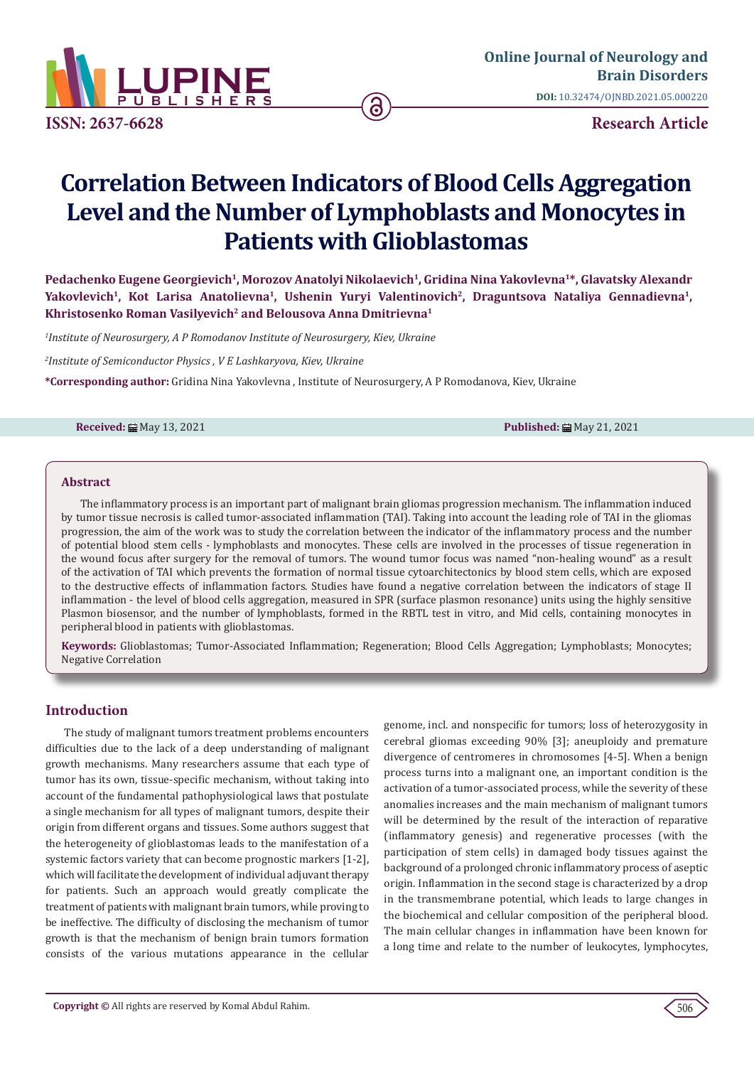# Correlation Between Indicators of Blood Cells Aggregation Level and the Number of Lymphoblasts and Monocytes in Patients with Glioblastomas

**Pedachenko Eugene Georgievich[1], Morozov Anatolyi Nikolaevich[1], Gridina Nina Yakovlevna[1]*, Glavatsky Alexandr Yakovlevich[1], Kot Larisa Anatolievna[1], Ushenin Yuryi Valentinovich[2], Draguntsova Nataliya Gennadievna[1], Khristosenko Roman Vasilyevich[2] and Belousova Anna Dmitrievna[1]**

[1]*Institute of Neurosurgery, A P Romodanov Institute of Neurosurgery, Kiev, Ukraine*

[2]*Institute of Semiconductor Physics , V E Lashkaryova, Kiev, Ukraine*

**\*Corresponding author:** Gridina Nina Yakovlevna , Institute of Neurosurgery, A P Romodanova, Kiev, Ukraine

**Received:** May 13, 2021 **Published:** May 21, 2021

## Abstract

The inflammatory process is an important part of malignant brain gliomas progression mechanism. The inflammation induced by tumor tissue necrosis is called tumor-associated inflammation (TAI). Taking into account the leading role of TAI in the gliomas progression, the aim of the work was to study the correlation between the indicator of the inflammatory process and the number of potential blood stem cells - lymphoblasts and monocytes. These cells are involved in the processes of tissue regeneration in the wound focus after surgery for the removal of tumors. The wound tumor focus was named "non-healing wound" as a result of the activation of TAI which prevents the formation of normal tissue cytoarchitectonics by blood stem cells, which are exposed to the destructive effects of inflammation factors. Studies have found a negative correlation between the indicators of stage II inflammation - the level of blood cells aggregation, measured in SPR (surface plasmon resonance) units using the highly sensitive Plasmon biosensor, and the number of lymphoblasts, formed in the RBTL test in vitro, and Mid cells, containing monocytes in peripheral blood in patients with glioblastomas.

**Keywords:** Glioblastomas; Tumor-Associated Inflammation; Regeneration; Blood Cells Aggregation; Lymphoblasts; Monocytes; Negative Correlation

## Introduction

The study of malignant tumors treatment problems encounters difficulties due to the lack of a deep understanding of malignant growth mechanisms. Many researchers assume that each type of tumor has its own, tissue-specific mechanism, without taking into account of the fundamental pathophysiological laws that postulate a single mechanism for all types of malignant tumors, despite their origin from different organs and tissues. Some authors suggest that the heterogeneity of glioblastomas leads to the manifestation of a systemic factors variety that can become prognostic markers [1-2], which will facilitate the development of individual adjuvant therapy for patients. Such an approach would greatly complicate the treatment of patients with malignant brain tumors, while proving to be ineffective. The difficulty of disclosing the mechanism of tumor growth is that the mechanism of benign brain tumors formation consists of the various mutations appearance in the cellular genome, incl. and nonspecific for tumors; loss of heterozygosity in cerebral gliomas exceeding 90% [3]; aneuploidy and premature divergence of centromeres in chromosomes [4-5]. When a benign process turns into a malignant one, an important condition is the activation of a tumor-associated process, while the severity of these anomalies increases and the main mechanism of malignant tumors will be determined by the result of the interaction of reparative (inflammatory genesis) and regenerative processes (with the participation of stem cells) in damaged body tissues against the background of a prolonged chronic inflammatory process of aseptic origin. Inflammation in the second stage is characterized by a drop in the transmembrane potential, which leads to large changes in the biochemical and cellular composition of the peripheral blood. The main cellular changes in inflammation have been known for a long time and relate to the number of leukocytes, lymphocytes,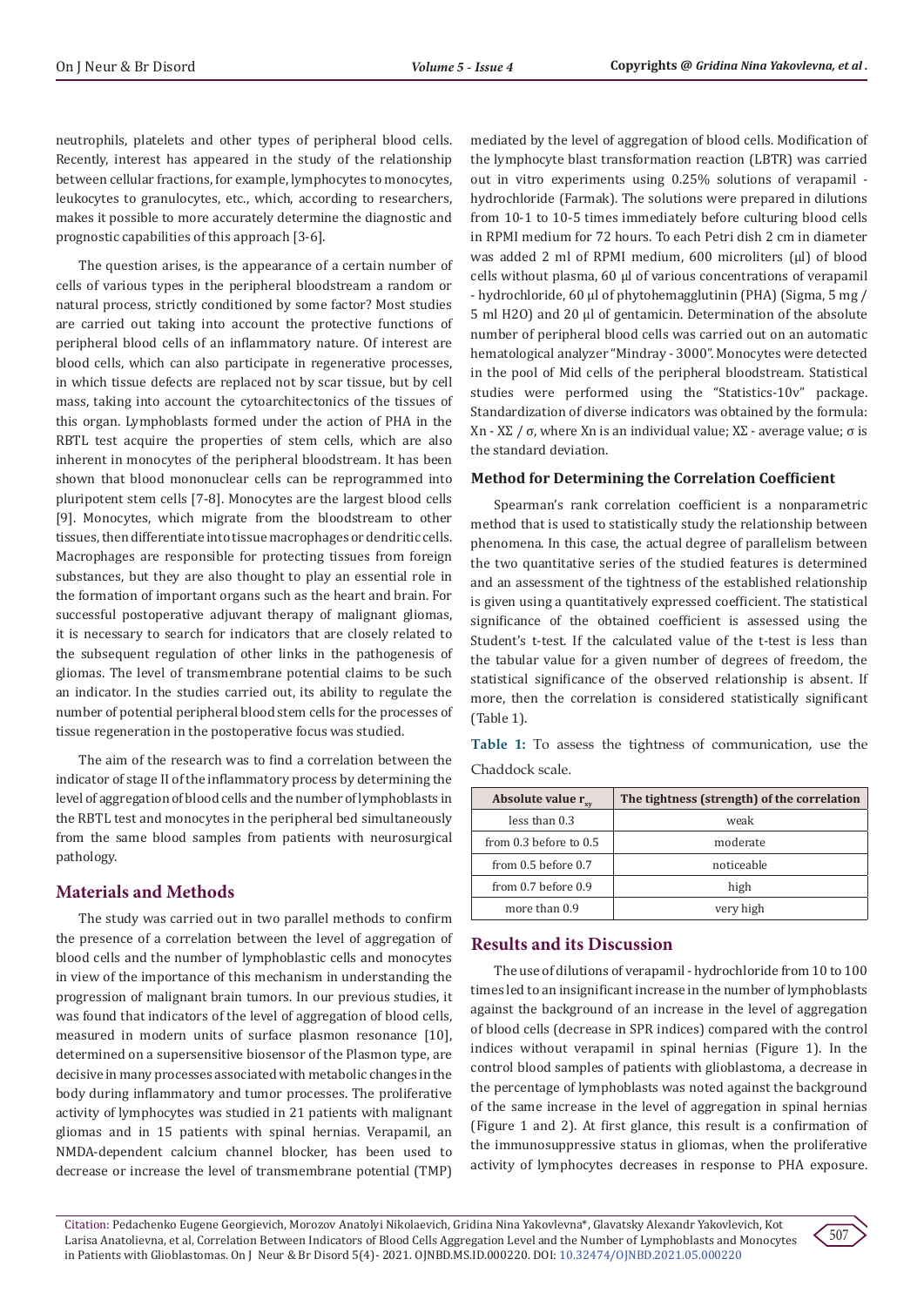neutrophils, platelets and other types of peripheral blood cells. Recently, interest has appeared in the study of the relationship between cellular fractions, for example, lymphocytes to monocytes, leukocytes to granulocytes, etc., which, according to researchers, makes it possible to more accurately determine the diagnostic and prognostic capabilities of this approach [3-6].

The question arises, is the appearance of a certain number of cells of various types in the peripheral bloodstream a random or natural process, strictly conditioned by some factor? Most studies are carried out taking into account the protective functions of peripheral blood cells of an inflammatory nature. Of interest are blood cells, which can also participate in regenerative processes, in which tissue defects are replaced not by scar tissue, but by cell mass, taking into account the cytoarchitectonics of the tissues of this organ. Lymphoblasts formed under the action of PHA in the RBTL test acquire the properties of stem cells, which are also inherent in monocytes of the peripheral bloodstream. It has been shown that blood mononuclear cells can be reprogrammed into pluripotent stem cells [7-8]. Monocytes are the largest blood cells [9]. Monocytes, which migrate from the bloodstream to other tissues, then differentiate into tissue macrophages or dendritic cells. Macrophages are responsible for protecting tissues from foreign substances, but they are also thought to play an essential role in the formation of important organs such as the heart and brain. For successful postoperative adjuvant therapy of malignant gliomas, it is necessary to search for indicators that are closely related to the subsequent regulation of other links in the pathogenesis of gliomas. The level of transmembrane potential claims to be such an indicator. In the studies carried out, its ability to regulate the number of potential peripheral blood stem cells for the processes of tissue regeneration in the postoperative focus was studied.

The aim of the research was to find a correlation between the indicator of stage II of the inflammatory process by determining the level of aggregation of blood cells and the number of lymphoblasts in the RBTL test and monocytes in the peripheral bed simultaneously from the same blood samples from patients with neurosurgical pathology.

## Materials and Methods

The study was carried out in two parallel methods to confirm the presence of a correlation between the level of aggregation of blood cells and the number of lymphoblastic cells and monocytes in view of the importance of this mechanism in understanding the progression of malignant brain tumors. In our previous studies, it was found that indicators of the level of aggregation of blood cells, measured in modern units of surface plasmon resonance [10], determined on a supersensitive biosensor of the Plasmon type, are decisive in many processes associated with metabolic changes in the body during inflammatory and tumor processes. The proliferative activity of lymphocytes was studied in 21 patients with malignant gliomas and in 15 patients with spinal hernias. Verapamil, an NMDA-dependent calcium channel blocker, has been used to decrease or increase the level of transmembrane potential (TMP) mediated by the level of aggregation of blood cells. Modification of the lymphocyte blast transformation reaction (LBTR) was carried out in vitro experiments using 0.25% solutions of verapamil - hydrochloride (Farmak). The solutions were prepared in dilutions from 10-1 to 10-5 times immediately before culturing blood cells in RPMI medium for 72 hours. To each Petri dish 2 cm in diameter was added 2 ml of RPMI medium, 600 microliters (μl) of blood cells without plasma, 60 μl of various concentrations of verapamil - hydrochloride, 60 μl of phytohemagglutinin (PHA) (Sigma, 5 mg / 5 ml $H_2O$) and 20 μl of gentamicin. Determination of the absolute number of peripheral blood cells was carried out on an automatic hematological analyzer "Mindray - 3000". Monocytes were detected in the pool of Mid cells of the peripheral bloodstream. Statistical studies were performed using the "Statistics-10v" package. Standardization of diverse indicators was obtained by the formula: $X_n - X\Sigma / \sigma$, where Xn is an individual value; XΣ - average value; σ is the standard deviation.

### Method for Determining the Correlation Coefficient

Spearman's rank correlation coefficient is a nonparametric method that is used to statistically study the relationship between phenomena. In this case, the actual degree of parallelism between the two quantitative series of the studied features is determined and an assessment of the tightness of the established relationship is given using a quantitatively expressed coefficient. The statistical significance of the obtained coefficient is assessed using the Student's t-test. If the calculated value of the t-test is less than the tabular value for a given number of degrees of freedom, the statistical significance of the observed relationship is absent. If more, then the correlation is considered statistically significant (Table 1).

**Table 1:** To assess the tightness of communication, use the Chaddock scale.

| Absolute value $r_{xy}$ | The tightness (strength) of the correlation |
|---|---|
| less than 0.3 | weak |
| from 0.3 before to 0.5 | moderate |
| from 0.5 before 0.7 | noticeable |
| from 0.7 before 0.9 | high |
| more than 0.9 | very high |

## Results and its Discussion

The use of dilutions of verapamil - hydrochloride from 10 to 100 times led to an insignificant increase in the number of lymphoblasts against the background of an increase in the level of aggregation of blood cells (decrease in SPR indices) compared with the control indices without verapamil in spinal hernias (Figure 1). In the control blood samples of patients with glioblastoma, a decrease in the percentage of lymphoblasts was noted against the background of the same increase in the level of aggregation in spinal hernias (Figure 1 and 2). At first glance, this result is a confirmation of the immunosuppressive status in gliomas, when the proliferative activity of lymphocytes decreases in response to PHA exposure.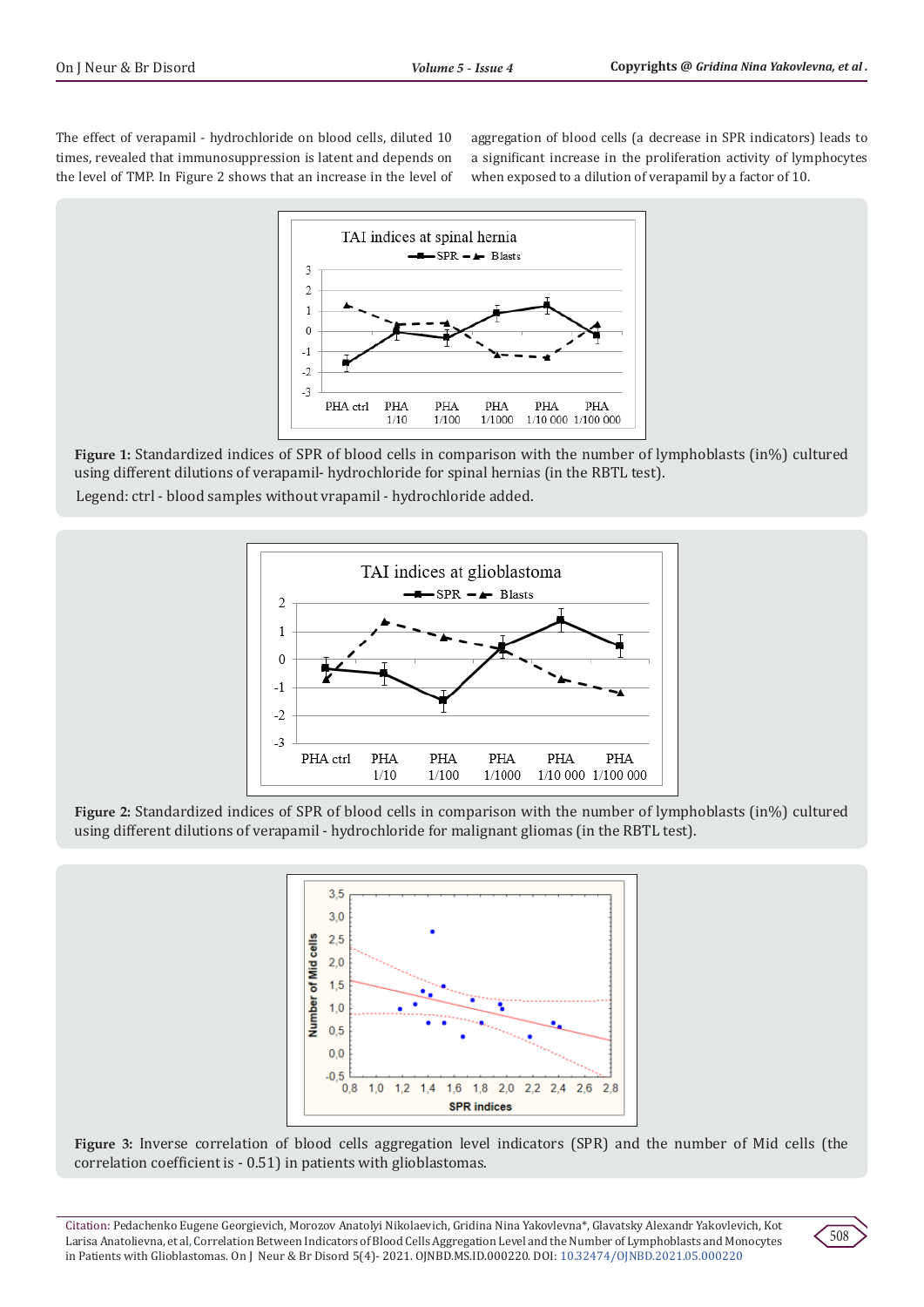The effect of verapamil - hydrochloride on blood cells, diluted 10 times, revealed that immunosuppression is latent and depends on the level of TMP. In Figure 2 shows that an increase in the level of aggregation of blood cells (a decrease in SPR indicators) leads to a significant increase in the proliferation activity of lymphocytes when exposed to a dilution of verapamil by a factor of 10.

**Figure 1:** Standardized indices of SPR of blood cells in comparison with the number of lymphoblasts (in%) cultured using different dilutions of verapamil- hydrochloride for spinal hernias (in the RBTL test).

Legend: ctrl - blood samples without vrapamil - hydrochloride added.

**Figure 2:** Standardized indices of SPR of blood cells in comparison with the number of lymphoblasts (in%) cultured using different dilutions of verapamil - hydrochloride for malignant gliomas (in the RBTL test).

**Figure 3:** Inverse correlation of blood cells aggregation level indicators (SPR) and the number of Mid cells (the correlation coefficient is - 0.51) in patients with glioblastomas.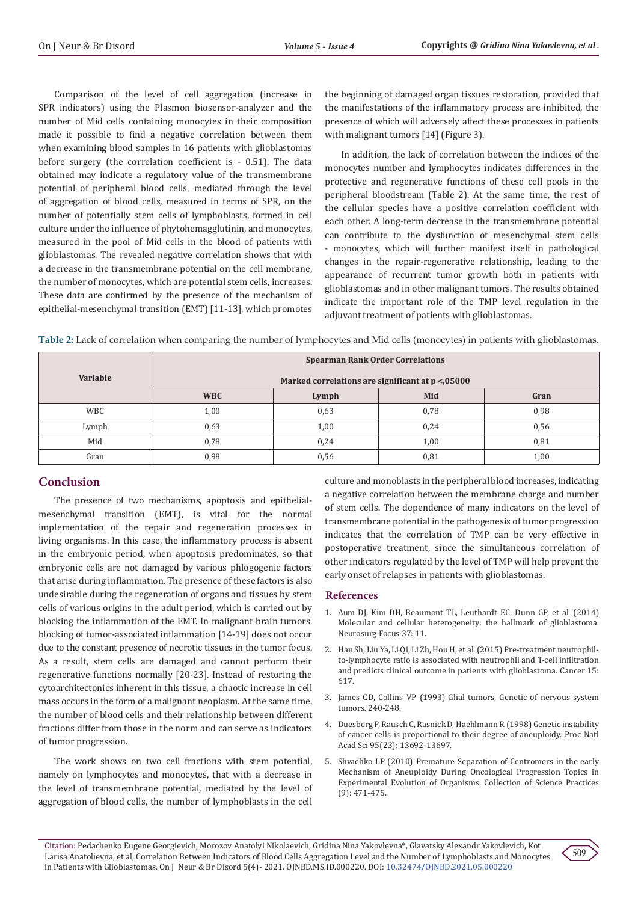Comparison of the level of cell aggregation (increase in SPR indicators) using the Plasmon biosensor-analyzer and the number of Mid cells containing monocytes in their composition made it possible to find a negative correlation between them when examining blood samples in 16 patients with glioblastomas before surgery (the correlation coefficient is - 0.51). The data obtained may indicate a regulatory value of the transmembrane potential of peripheral blood cells, mediated through the level of aggregation of blood cells, measured in terms of SPR, on the number of potentially stem cells of lymphoblasts, formed in cell culture under the influence of phytohemagglutinin, and monocytes, measured in the pool of Mid cells in the blood of patients with glioblastomas. The revealed negative correlation shows that with a decrease in the transmembrane potential on the cell membrane, the number of monocytes, which are potential stem cells, increases. These data are confirmed by the presence of the mechanism of epithelial-mesenchymal transition (EMT) [11-13], which promotes the beginning of damaged organ tissues restoration, provided that the manifestations of the inflammatory process are inhibited, the presence of which will adversely affect these processes in patients with malignant tumors [14] (Figure 3).

In addition, the lack of correlation between the indices of the monocytes number and lymphocytes indicates differences in the protective and regenerative functions of these cell pools in the peripheral bloodstream (Table 2). At the same time, the rest of the cellular species have a positive correlation coefficient with each other. A long-term decrease in the transmembrane potential can contribute to the dysfunction of mesenchymal stem cells - monocytes, which will further manifest itself in pathological changes in the repair-regenerative relationship, leading to the appearance of recurrent tumor growth both in patients with glioblastomas and in other malignant tumors. The results obtained indicate the important role of the TMP level regulation in the adjuvant treatment of patients with glioblastomas.

**Table 2:** Lack of correlation when comparing the number of lymphocytes and Mid cells (monocytes) in patients with glioblastomas.

| Variable | Spearman Rank Order Correlations<br>Marked correlations are significant at p <,05000 | | | |
|---|---|---|---|---|
| | WBC | Lymph | Mid | Gran |
| WBC | 1,00 | 0,63 | 0,78 | 0,98 |
| Lymph | 0,63 | 1,00 | 0,24 | 0,56 |
| Mid | 0,78 | 0,24 | 1,00 | 0,81 |
| Gran | 0,98 | 0,56 | 0,81 | 1,00 |

## Conclusion

The presence of two mechanisms, apoptosis and epithelial-mesenchymal transition (EMT), is vital for the normal implementation of the repair and regeneration processes in living organisms. In this case, the inflammatory process is absent in the embryonic period, when apoptosis predominates, so that embryonic cells are not damaged by various phlogogenic factors that arise during inflammation. The presence of these factors is also undesirable during the regeneration of organs and tissues by stem cells of various origins in the adult period, which is carried out by blocking the inflammation of the EMT. In malignant brain tumors, blocking of tumor-associated inflammation [14-19] does not occur due to the constant presence of necrotic tissues in the tumor focus. As a result, stem cells are damaged and cannot perform their regenerative functions normally [20-23]. Instead of restoring the cytoarchitectonics inherent in this tissue, a chaotic increase in cell mass occurs in the form of a malignant neoplasm. At the same time, the number of blood cells and their relationship between different fractions differ from those in the norm and can serve as indicators of tumor progression.

The work shows on two cell fractions with stem potential, namely on lymphocytes and monocytes, that with a decrease in the level of transmembrane potential, mediated by the level of aggregation of blood cells, the number of lymphoblasts in the cell culture and monoblasts in the peripheral blood increases, indicating a negative correlation between the membrane charge and number of stem cells. The dependence of many indicators on the level of transmembrane potential in the pathogenesis of tumor progression indicates that the correlation of TMP can be very effective in postoperative treatment, since the simultaneous correlation of other indicators regulated by the level of TMP will help prevent the early onset of relapses in patients with glioblastomas.

## References

1. Aum DJ, Kim DH, Beaumont TL, Leuthardt EC, Dunn GP, et al. (2014) Molecular and cellular heterogeneity: the hallmark of glioblastoma. Neurosurg Focus 37: 11.
2. Han Sh, Liu Ya, Li Qi, Li Zh, Hou H, et al. (2015) Pre-treatment neutrophil-to-lymphocyte ratio is associated with neutrophil and T-cell infiltration and predicts clinical outcome in patients with glioblastoma. Cancer 15: 617.
3. James CD, Collins VP (1993) Glial tumors, Genetic of nervous system tumors. 240-248.
4. Duesberg P, Rausch C, Rasnick D, Haehlmann R (1998) Genetic instability of cancer cells is proportional to their degree of aneuploidy. Proc Natl Acad Sci 95(23): 13692-13697.
5. Shvachko LP (2010) Premature Separation of Centromers in the early Mechanism of Aneuploidy During Oncological Progression Topics in Experimental Evolution of Organisms. Collection of Science Practices (9): 471-475.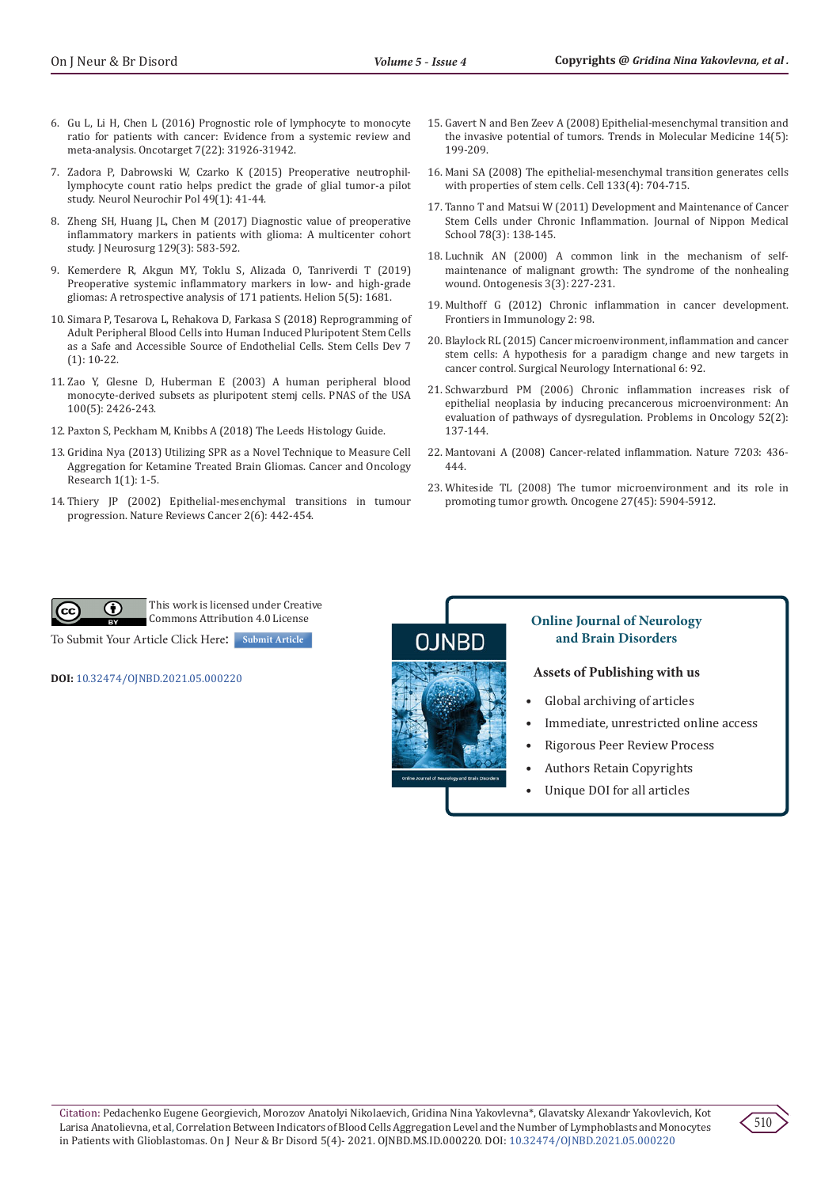6. Gu L, Li H, Chen L (2016) Prognostic role of lymphocyte to monocyte ratio for patients with cancer: Evidence from a systemic review and meta-analysis. Oncotarget 7(22): 31926-31942.
7. Zadora P, Dabrowski W, Czarko K (2015) Preoperative neutrophil-lymphocyte count ratio helps predict the grade of glial tumor-a pilot study. Neurol Neurochir Pol 49(1): 41-44.
8. Zheng SH, Huang JL, Chen M (2017) Diagnostic value of preoperative inflammatory markers in patients with glioma: A multicenter cohort study. J Neurosurg 129(3): 583-592.
9. Kemerdere R, Akgun MY, Toklu S, Alizada O, Tanriverdi T (2019) Preoperative systemic inflammatory markers in low- and high-grade gliomas: A retrospective analysis of 171 patients. Helion 5(5): 1681.
10. Simara P, Tesarova L, Rehakova D, Farkasa S (2018) Reprogramming of Adult Peripheral Blood Cells into Human Induced Pluripotent Stem Cells as a Safe and Accessible Source of Endothelial Cells. Stem Cells Dev 7 (1): 10-22.
11. Zao Y, Glesne D, Huberman E (2003) A human peripheral blood monocyte-derived subsets as pluripotent stemj cells. PNAS of the USA 100(5): 2426-243.
12. Paxton S, Peckham M, Knibbs A (2018) The Leeds Histology Guide.
13. Gridina Nya (2013) Utilizing SPR as a Novel Technique to Measure Cell Aggregation for Ketamine Treated Brain Gliomas. Cancer and Oncology Research 1(1): 1-5.
14. Thiery JP (2002) Epithelial-mesenchymal transitions in tumour progression. Nature Reviews Cancer 2(6): 442-454.
15. Gavert N and Ben Zeev A (2008) Epithelial-mesenchymal transition and the invasive potential of tumors. Trends in Molecular Medicine 14(5): 199-209.
16. Mani SA (2008) The epithelial-mesenchymal transition generates cells with properties of stem cells. Cell 133(4): 704-715.
17. Tanno T and Matsui W (2011) Development and Maintenance of Cancer Stem Cells under Chronic Inflammation. Journal of Nippon Medical School 78(3): 138-145.
18. Luchnik AN (2000) A common link in the mechanism of self-maintenance of malignant growth: The syndrome of the nonhealing wound. Ontogenesis 3(3): 227-231.
19. Multhoff G (2012) Chronic inflammation in cancer development. Frontiers in Immunology 2: 98.
20. Blaylock RL (2015) Cancer microenvironment, inflammation and cancer stem cells: A hypothesis for a paradigm change and new targets in cancer control. Surgical Neurology International 6: 92.
21. Schwarzburd PM (2006) Chronic inflammation increases risk of epithelial neoplasia by inducing precancerous microenvironment: An evaluation of pathways of dysregulation. Problems in Oncology 52(2): 137-144.
22. Mantovani A (2008) Cancer-related inflammation. Nature 7203: 436-444.
23. Whiteside TL (2008) The tumor microenvironment and its role in promoting tumor growth. Oncogene 27(45): 5904-5912.

This work is licensed under Creative Commons Attribution 4.0 License

To Submit Your Article Click Here: Submit Article

**DOI:** 10.32474/OJNBD.2021.05.000220

**Online Journal of Neurology and Brain Disorders**

**Assets of Publishing with us**

- Global archiving of articles
- Immediate, unrestricted online access
- Rigorous Peer Review Process
- Authors Retain Copyrights
- Unique DOI for all articles

Citation: Pedachenko Eugene Georgievich, Morozov Anatolyi Nikolaevich, Gridina Nina Yakovlevna*, Glavatsky Alexandr Yakovlevich, Kot Larisa Anatolievna, et al, Correlation Between Indicators of Blood Cells Aggregation Level and the Number of Lymphoblasts and Monocytes in Patients with Glioblastomas. On J Neur & Br Disord 5(4)- 2021. OJNBD.MS.ID.000220. DOI: 10.32474/OJNBD.2021.05.000220